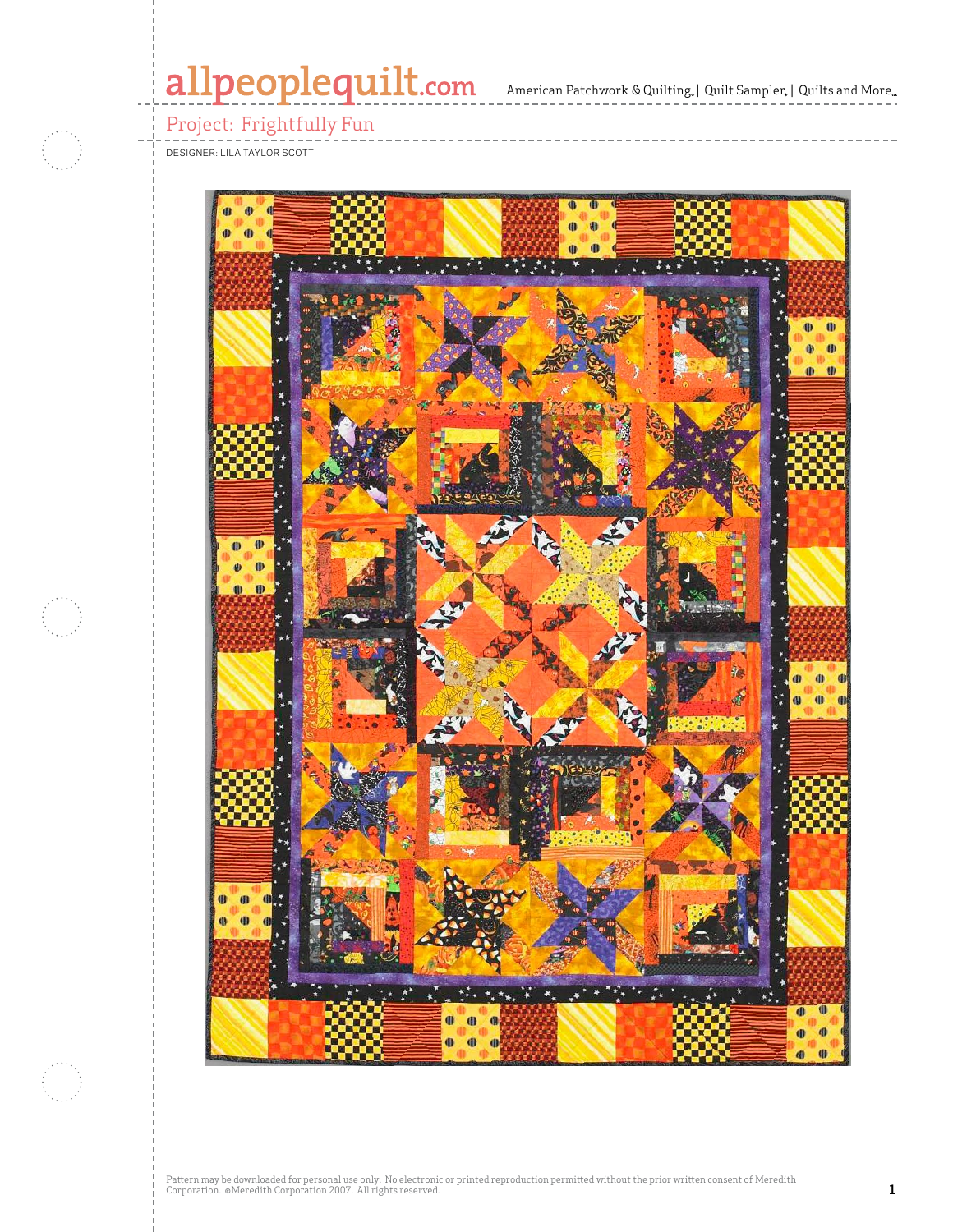# Project: Frightfully Fun

DESIGNER: LILA TAYLOR SCOTT

Pattern may be downloaded for personal use only. No electronic or printed reproduction permitted without the prior written consent of Meredith Corporation. ©Meredith Corporation 2007. All rights reserved.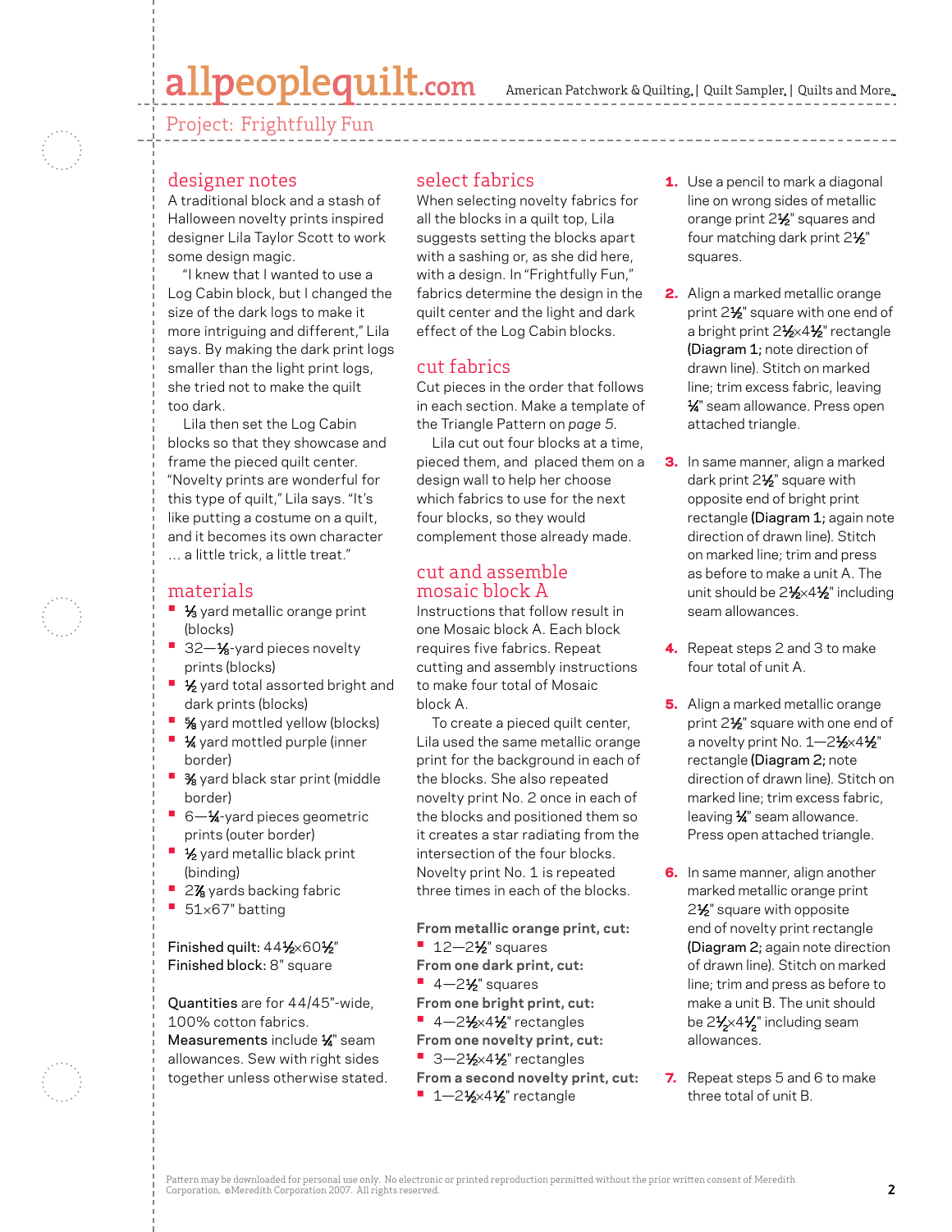## designer notes

A traditional block and a stash of Halloween novelty prints inspired designer Lila Taylor Scott to work some design magic.

"I knew that I wanted to use a Log Cabin block, but I changed the size of the dark logs to make it more intriguing and different," Lila says. By making the dark print logs smaller than the light print logs, she tried not to make the quilt too dark.

Lila then set the Log Cabin blocks so that they showcase and frame the pieced quilt center. "Novelty prints are wonderful for this type of quilt," Lila says. "It's like putting a costume on a quilt, and it becomes its own character … a little trick, a little treat."

## materials

- ⅓ yard metallic orange print (blocks)
- 32—⅛-yard pieces novelty prints (blocks)
- ½ yard total assorted bright and dark prints (blocks)
- ⅝ yard mottled yellow (blocks)
- ¼ yard mottled purple (inner border)
- ⅜ yard black star print (middle border)
- 6—¼-yard pieces geometric prints (outer border)
- ½ yard metallic black print (binding)
- 2⅞ yards backing fabric
- 51×67" batting

**Finished quilt:** 44½×60½"
**Finished block:** 8" square

**Quantities** are for 44/45"-wide, 100% cotton fabrics.
**Measurements** include ¼" seam allowances. Sew with right sides together unless otherwise stated.

## select fabrics

When selecting novelty fabrics for all the blocks in a quilt top, Lila suggests setting the blocks apart with a sashing or, as she did here, with a design. In "Frightfully Fun," fabrics determine the design in the quilt center and the light and dark effect of the Log Cabin blocks.

## cut fabrics

Cut pieces in the order that follows in each section. Make a template of the Triangle Pattern on *page 5.*

Lila cut out four blocks at a time, pieced them, and placed them on a design wall to help her choose which fabrics to use for the next four blocks, so they would complement those already made.

## cut and assemble mosaic block A

Instructions that follow result in one Mosaic block A. Each block requires five fabrics. Repeat cutting and assembly instructions to make four total of Mosaic block A.

To create a pieced quilt center, Lila used the same metallic orange print for the background in each of the blocks. She also repeated novelty print No. 2 once in each of the blocks and positioned them so it creates a star radiating from the intersection of the four blocks. Novelty print No. 1 is repeated three times in each of the blocks.

**From metallic orange print, cut:**
- 12—2½" squares

**From one dark print, cut:**
- 4—2½" squares

**From one bright print, cut:**
- 4—2½×4½" rectangles

**From one novelty print, cut:**
- 3—2½×4½" rectangles

**From a second novelty print, cut:**
- 1—2½×4½" rectangle

1. Use a pencil to mark a diagonal line on wrong sides of metallic orange print 2½" squares and four matching dark print 2½" squares.
2. Align a marked metallic orange print 2½" square with one end of a bright print 2½×4½" rectangle **(Diagram 1;** note direction of drawn line). Stitch on marked line; trim excess fabric, leaving ¼" seam allowance. Press open attached triangle.
3. In same manner, align a marked dark print 2½" square with opposite end of bright print rectangle **(Diagram 1;** again note direction of drawn line). Stitch on marked line; trim and press as before to make a unit A. The unit should be 2½×4½" including seam allowances.
4. Repeat steps 2 and 3 to make four total of unit A.
5. Align a marked metallic orange print 2½" square with one end of a novelty print No. 1—2½×4½" rectangle **(Diagram 2;** note direction of drawn line). Stitch on marked line; trim excess fabric, leaving ¼" seam allowance. Press open attached triangle.
6. In same manner, align another marked metallic orange print 2½" square with opposite end of novelty print rectangle **(Diagram 2;** again note direction of drawn line). Stitch on marked line; trim and press as before to make a unit B. The unit should be 2½×4½" including seam allowances.
7. Repeat steps 5 and 6 to make three total of unit B.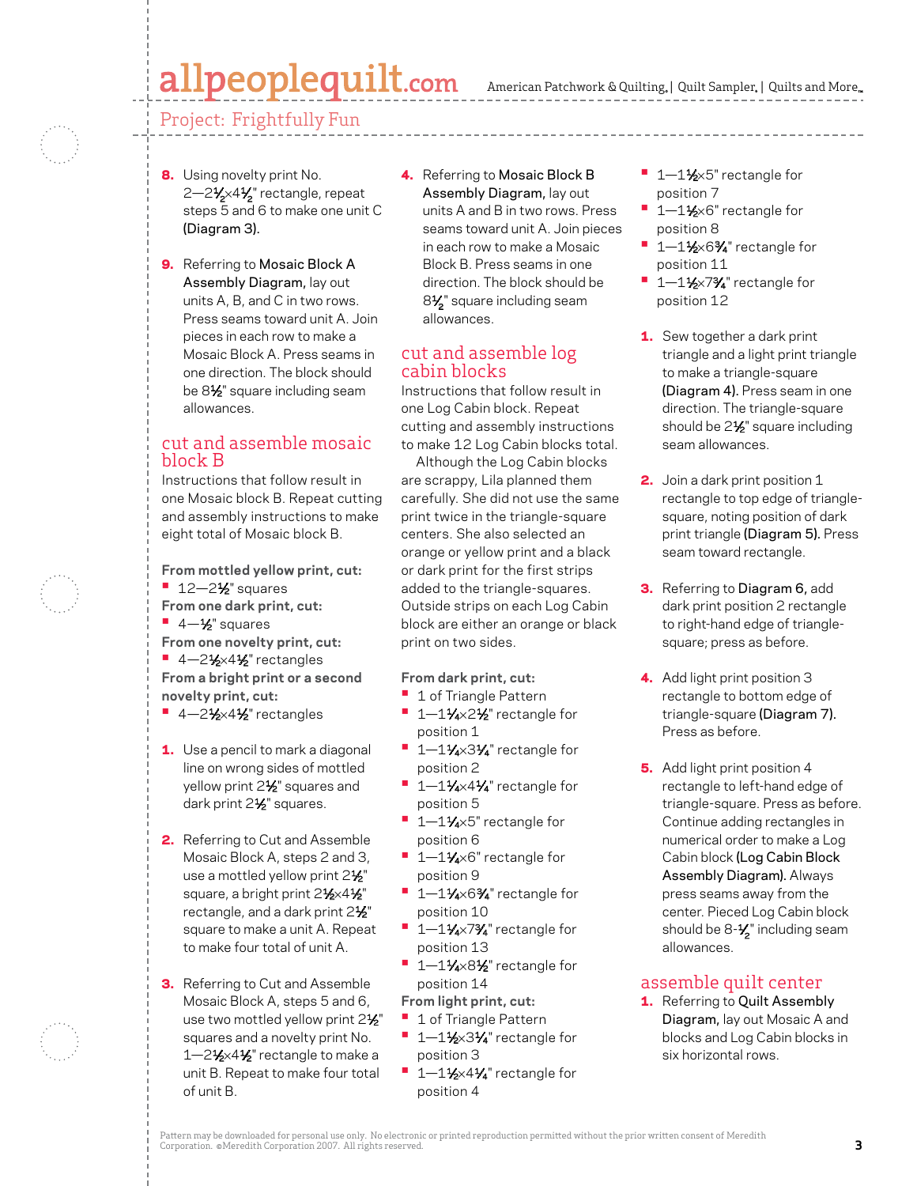8. Using novelty print No. 2—2½×4½" rectangle, repeat steps 5 and 6 to make one unit C **(Diagram 3).**

9. Referring to **Mosaic Block A Assembly Diagram,** lay out units A, B, and C in two rows. Press seams toward unit A. Join pieces in each row to make a Mosaic Block A. Press seams in one direction. The block should be 8½" square including seam allowances.

## cut and assemble mosaic block B

Instructions that follow result in one Mosaic block B. Repeat cutting and assembly instructions to make eight total of Mosaic block B.

**From mottled yellow print, cut:**
- 12—2½" squares

**From one dark print, cut:**
- 4—½" squares

**From one novelty print, cut:**
- 4—2½×4½" rectangles

**From a bright print or a second novelty print, cut:**
- 4—2½×4½" rectangles

1. Use a pencil to mark a diagonal line on wrong sides of mottled yellow print 2½" squares and dark print 2½" squares.

2. Referring to Cut and Assemble Mosaic Block A, steps 2 and 3, use a mottled yellow print 2½" square, a bright print 2½×4½" rectangle, and a dark print 2½" square to make a unit A. Repeat to make four total of unit A.

3. Referring to Cut and Assemble Mosaic Block A, steps 5 and 6, use two mottled yellow print 2½" squares and a novelty print No. 1—2½×4½" rectangle to make a unit B. Repeat to make four total of unit B.

4. Referring to **Mosaic Block B Assembly Diagram,** lay out units A and B in two rows. Press seams toward unit A. Join pieces in each row to make a Mosaic Block B. Press seams in one direction. The block should be 8½" square including seam allowances.

## cut and assemble log cabin blocks

Instructions that follow result in one Log Cabin block. Repeat cutting and assembly instructions to make 12 Log Cabin blocks total.

Although the Log Cabin blocks are scrappy, Lila planned them carefully. She did not use the same print twice in the triangle-square centers. She also selected an orange or yellow print and a black or dark print for the first strips added to the triangle-squares. Outside strips on each Log Cabin block are either an orange or black print on two sides.

**From dark print, cut:**
- 1 of Triangle Pattern
- 1—1¼×2½" rectangle for position 1
- 1—1¼×3¼" rectangle for position 2
- 1—1¼×4¼" rectangle for position 5
- 1—1¼×5" rectangle for position 6
- 1—1¼×6" rectangle for position 9
- 1—1¼×6¾" rectangle for position 10
- 1—1¼×7¾" rectangle for position 13
- 1—1¼×8½" rectangle for position 14

**From light print, cut:**
- 1 of Triangle Pattern
- 1—1½×3¼" rectangle for position 3
- 1—1½×4¼" rectangle for position 4
- 1—1½×5" rectangle for position 7
- 1—1½×6" rectangle for position 8
- 1—1½×6¾" rectangle for position 11
- 1—1½×7¾" rectangle for position 12

1. Sew together a dark print triangle and a light print triangle to make a triangle-square **(Diagram 4).** Press seam in one direction. The triangle-square should be 2½" square including seam allowances.

2. Join a dark print position 1 rectangle to top edge of triangle-square, noting position of dark print triangle **(Diagram 5).** Press seam toward rectangle.

3. Referring to **Diagram 6,** add dark print position 2 rectangle to right-hand edge of triangle-square; press as before.

4. Add light print position 3 rectangle to bottom edge of triangle-square **(Diagram 7).** Press as before.

5. Add light print position 4 rectangle to left-hand edge of triangle-square. Press as before. Continue adding rectangles in numerical order to make a Log Cabin block **(Log Cabin Block Assembly Diagram).** Always press seams away from the center. Pieced Log Cabin block should be 8-½" including seam allowances.

## assemble quilt center

1. Referring to **Quilt Assembly Diagram,** lay out Mosaic A and blocks and Log Cabin blocks in six horizontal rows.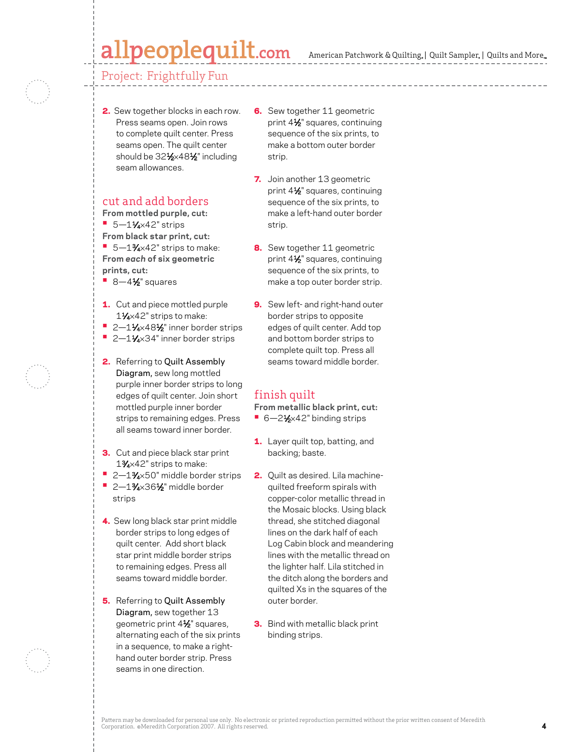2. Sew together blocks in each row. Press seams open. Join rows to complete quilt center. Press seams open. The quilt center should be 32½×48½" including seam allowances.

## cut and add borders

**From mottled purple, cut:**

- 5—1¼×42" strips

**From black star print, cut:**

- 5—1¾×42" strips to make:

**From *each* of six geometric prints, cut:**

- 8—4½" squares

1. Cut and piece mottled purple 1¼×42" strips to make:
   - 2—1¼×48½" inner border strips
   - 2—1¼×34" inner border strips
2. Referring to Quilt Assembly Diagram, sew long mottled purple inner border strips to long edges of quilt center. Join short mottled purple inner border strips to remaining edges. Press all seams toward inner border.
3. Cut and piece black star print 1¾×42" strips to make:
   - 2—1¾×50" middle border strips
   - 2—1¾×36½" middle border strips
4. Sew long black star print middle border strips to long edges of quilt center. Add short black star print middle border strips to remaining edges. Press all seams toward middle border.
5. Referring to Quilt Assembly Diagram, sew together 13 geometric print 4½" squares, alternating each of the six prints in a sequence, to make a right-hand outer border strip. Press seams in one direction.
6. Sew together 11 geometric print 4½" squares, continuing sequence of the six prints, to make a bottom outer border strip.
7. Join another 13 geometric print 4½" squares, continuing sequence of the six prints, to make a left-hand outer border strip.
8. Sew together 11 geometric print 4½" squares, continuing sequence of the six prints, to make a top outer border strip.
9. Sew left- and right-hand outer border strips to opposite edges of quilt center. Add top and bottom border strips to complete quilt top. Press all seams toward middle border.

## finish quilt

**From metallic black print, cut:**

- 6—2½×42" binding strips

1. Layer quilt top, batting, and backing; baste.
2. Quilt as desired. Lila machine-quilted freeform spirals with copper-color metallic thread in the Mosaic blocks. Using black thread, she stitched diagonal lines on the dark half of each Log Cabin block and meandering lines with the metallic thread on the lighter half. Lila stitched in the ditch along the borders and quilted Xs in the squares of the outer border.
3. Bind with metallic black print binding strips.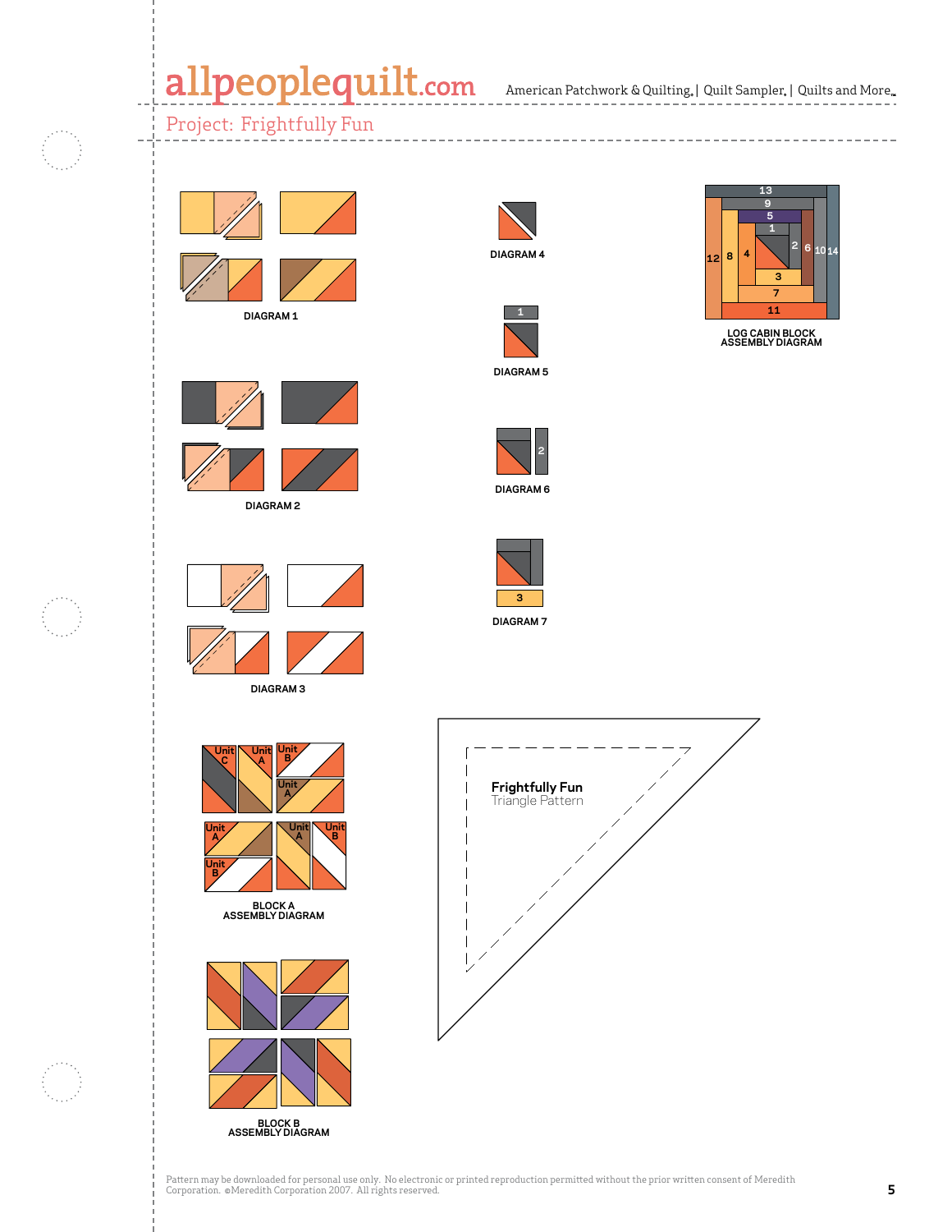Project: Frightfully Fun

DIAGRAM 1

DIAGRAM 2

DIAGRAM 3

DIAGRAM 4

DIAGRAM 5

DIAGRAM 6

DIAGRAM 7

LOG CABIN BLOCK ASSEMBLY DIAGRAM

BLOCK A ASSEMBLY DIAGRAM

BLOCK B ASSEMBLY DIAGRAM

**Frightfully Fun**
Triangle Pattern

Pattern may be downloaded for personal use only. No electronic or printed reproduction permitted without the prior written consent of Meredith Corporation. ©Meredith Corporation 2007. All rights reserved.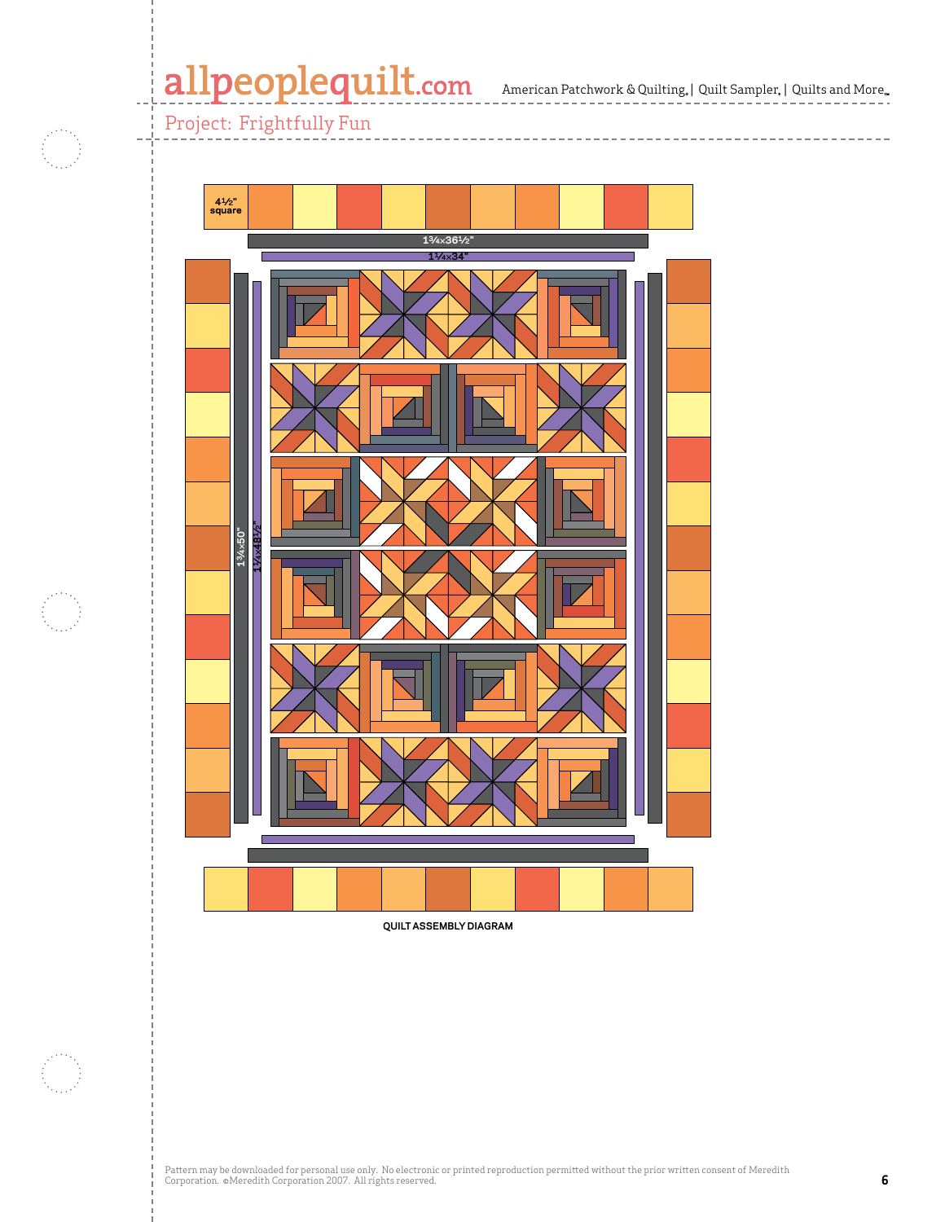Project: Frightfully Fun

4½" square

1¾x36½"

1¼x34"

1¾x50"

1¼x48½"

QUILT ASSEMBLY DIAGRAM

Pattern may be downloaded for personal use only. No electronic or printed reproduction permitted without the prior written consent of Meredith Corporation. ©Meredith Corporation 2007. All rights reserved.